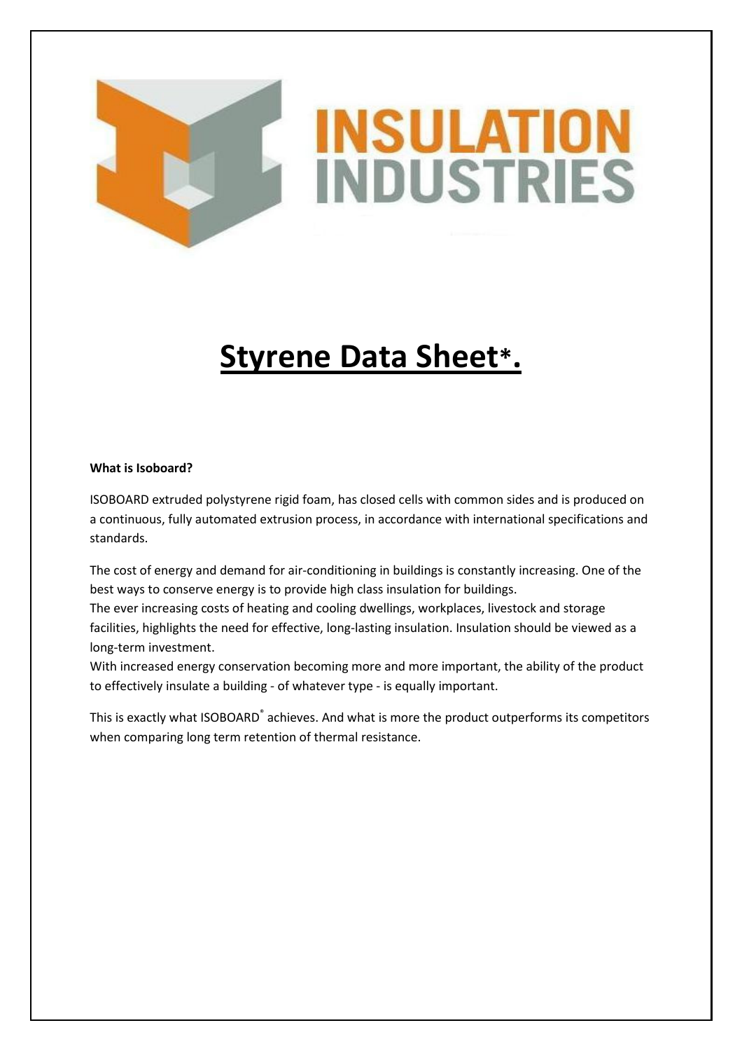INSULATION INDUSTRIES

# Styrene Data Sheet*.

**What is Isoboard?**

ISOBOARD extruded polystyrene rigid foam, has closed cells with common sides and is produced on a continuous, fully automated extrusion process, in accordance with international specifications and standards.

The cost of energy and demand for air-conditioning in buildings is constantly increasing. One of the best ways to conserve energy is to provide high class insulation for buildings.
The ever increasing costs of heating and cooling dwellings, workplaces, livestock and storage facilities, highlights the need for effective, long-lasting insulation. Insulation should be viewed as a long-term investment.
With increased energy conservation becoming more and more important, the ability of the product to effectively insulate a building - of whatever type - is equally important.

This is exactly what ISOBOARD® achieves. And what is more the product outperforms its competitors when comparing long term retention of thermal resistance.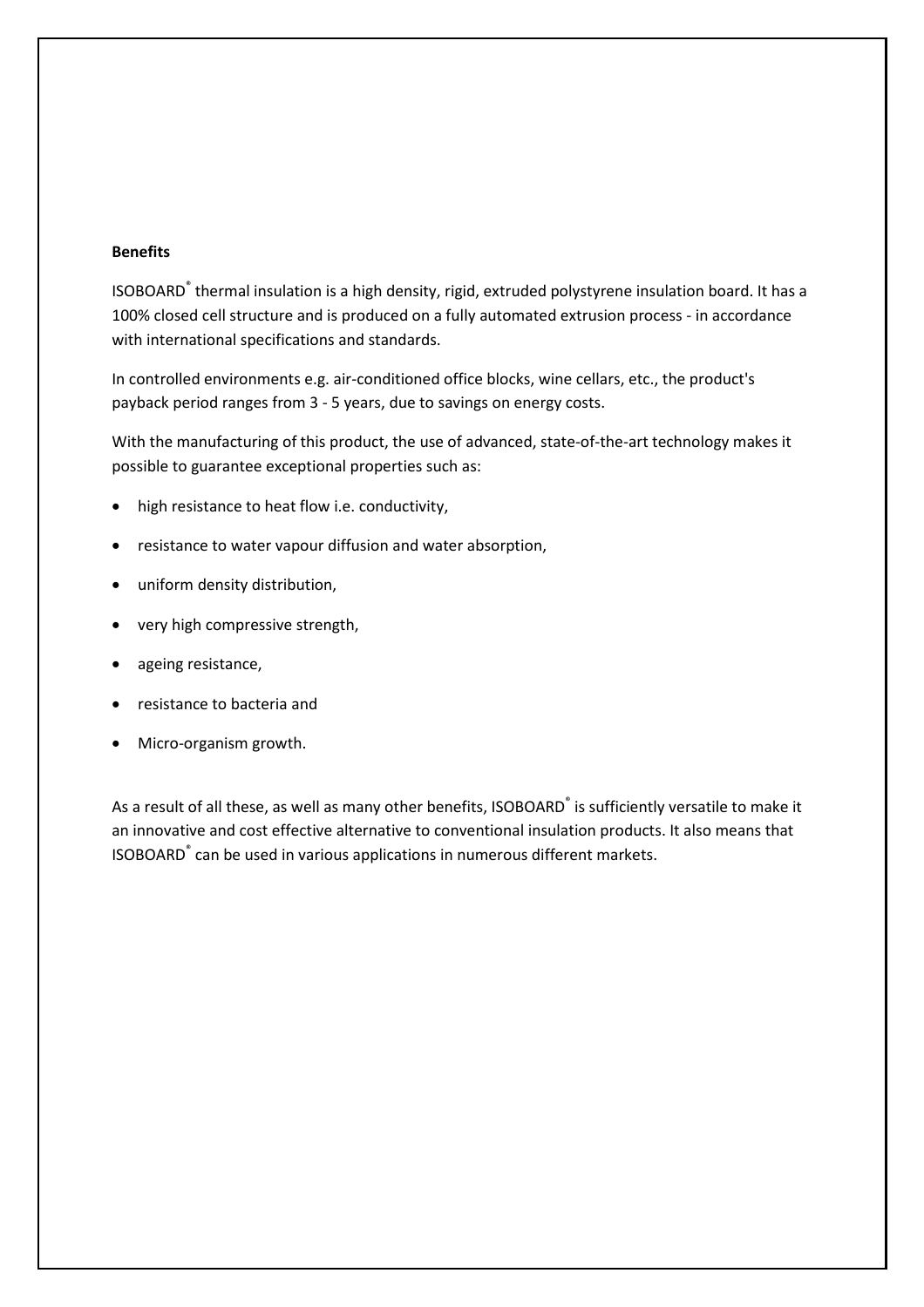**Benefits**

ISOBOARD® thermal insulation is a high density, rigid, extruded polystyrene insulation board. It has a 100% closed cell structure and is produced on a fully automated extrusion process - in accordance with international specifications and standards.

In controlled environments e.g. air-conditioned office blocks, wine cellars, etc., the product's payback period ranges from 3 - 5 years, due to savings on energy costs.

With the manufacturing of this product, the use of advanced, state-of-the-art technology makes it possible to guarantee exceptional properties such as:

- high resistance to heat flow i.e. conductivity,
- resistance to water vapour diffusion and water absorption,
- uniform density distribution,
- very high compressive strength,
- ageing resistance,
- resistance to bacteria and
- Micro-organism growth.

As a result of all these, as well as many other benefits, ISOBOARD® is sufficiently versatile to make it an innovative and cost effective alternative to conventional insulation products. It also means that ISOBOARD® can be used in various applications in numerous different markets.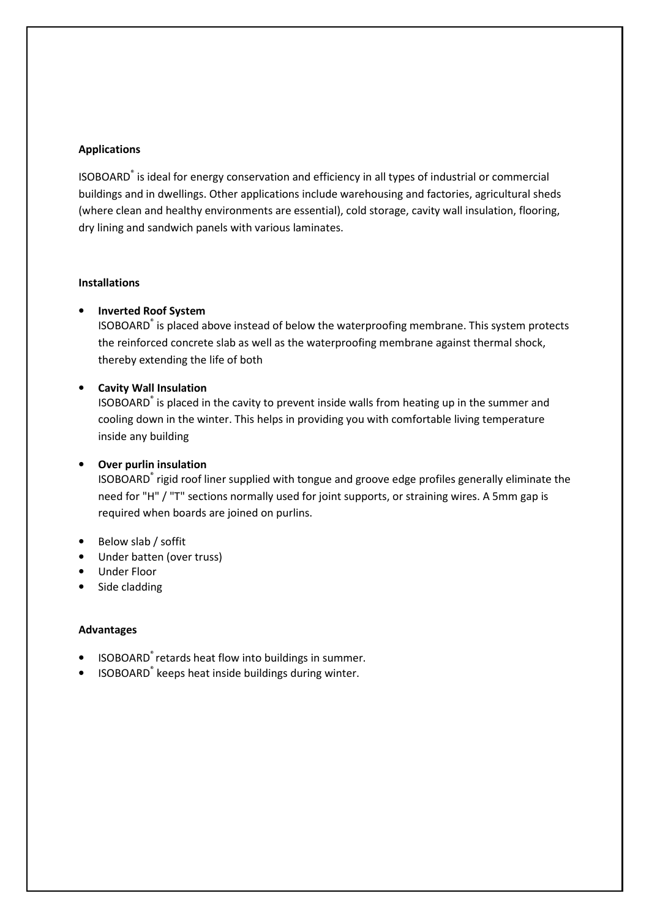**Applications**

ISOBOARD® is ideal for energy conservation and efficiency in all types of industrial or commercial buildings and in dwellings. Other applications include warehousing and factories, agricultural sheds (where clean and healthy environments are essential), cold storage, cavity wall insulation, flooring, dry lining and sandwich panels with various laminates.

**Installations**

- **Inverted Roof System**
  ISOBOARD® is placed above instead of below the waterproofing membrane. This system protects the reinforced concrete slab as well as the waterproofing membrane against thermal shock, thereby extending the life of both

- **Cavity Wall Insulation**
  ISOBOARD® is placed in the cavity to prevent inside walls from heating up in the summer and cooling down in the winter. This helps in providing you with comfortable living temperature inside any building

- **Over purlin insulation**
  ISOBOARD® rigid roof liner supplied with tongue and groove edge profiles generally eliminate the need for "H" / "T" sections normally used for joint supports, or straining wires. A 5mm gap is required when boards are joined on purlins.

- Below slab / soffit
- Under batten (over truss)
- Under Floor
- Side cladding

**Advantages**

- ISOBOARD® retards heat flow into buildings in summer.
- ISOBOARD® keeps heat inside buildings during winter.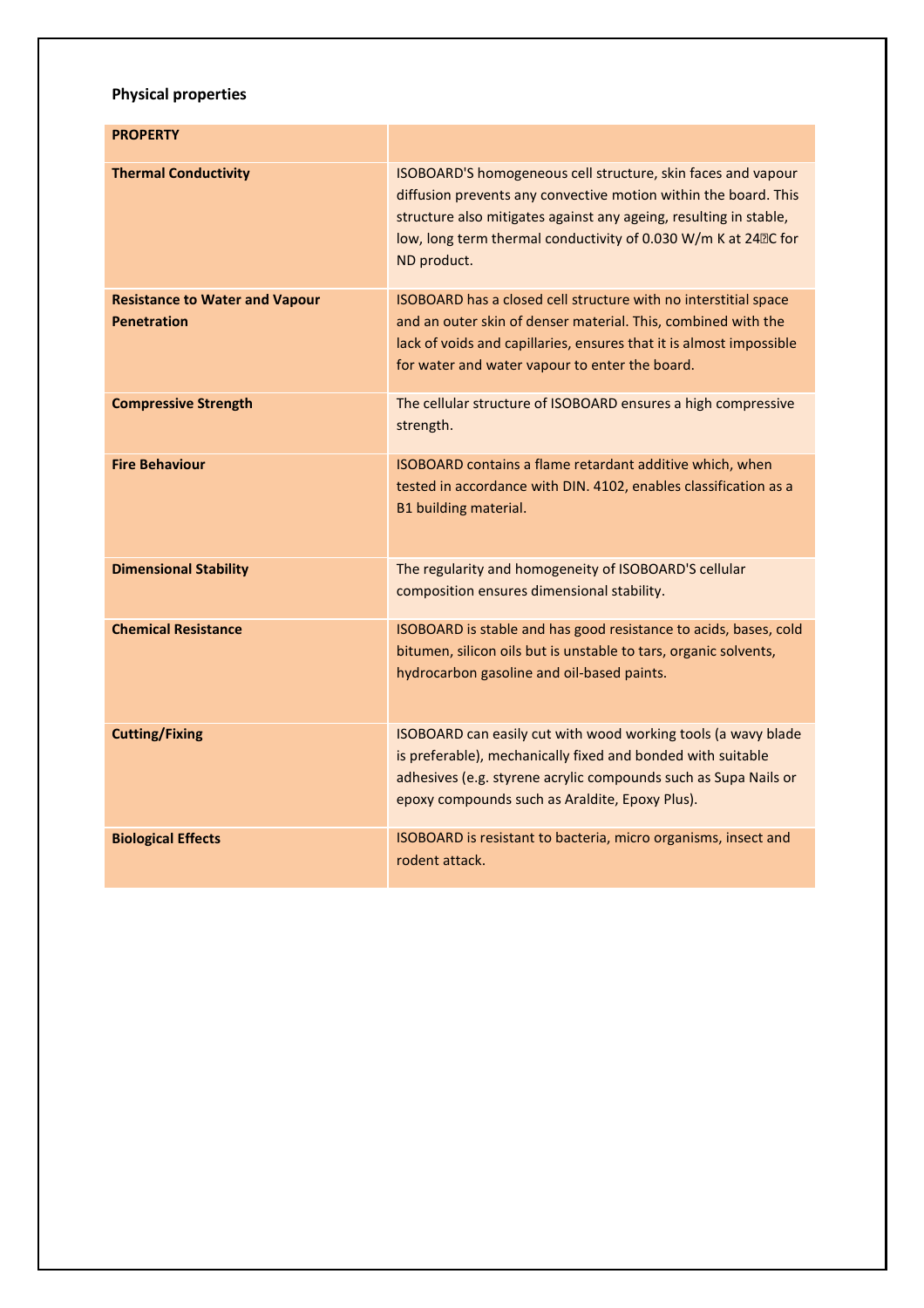**Physical properties**

| PROPERTY | |
|---|---|
| **Thermal Conductivity** | ISOBOARD'S homogeneous cell structure, skin faces and vapour diffusion prevents any convective motion within the board. This structure also mitigates against any ageing, resulting in stable, low, long term thermal conductivity of 0.030 W/m K at 24°C for ND product. |
| **Resistance to Water and Vapour Penetration** | ISOBOARD has a closed cell structure with no interstitial space and an outer skin of denser material. This, combined with the lack of voids and capillaries, ensures that it is almost impossible for water and water vapour to enter the board. |
| **Compressive Strength** | The cellular structure of ISOBOARD ensures a high compressive strength. |
| **Fire Behaviour** | ISOBOARD contains a flame retardant additive which, when tested in accordance with DIN. 4102, enables classification as a B1 building material. |
| **Dimensional Stability** | The regularity and homogeneity of ISOBOARD'S cellular composition ensures dimensional stability. |
| **Chemical Resistance** | ISOBOARD is stable and has good resistance to acids, bases, cold bitumen, silicon oils but is unstable to tars, organic solvents, hydrocarbon gasoline and oil-based paints. |
| **Cutting/Fixing** | ISOBOARD can easily cut with wood working tools (a wavy blade is preferable), mechanically fixed and bonded with suitable adhesives (e.g. styrene acrylic compounds such as Supa Nails or epoxy compounds such as Araldite, Epoxy Plus). |
| **Biological Effects** | ISOBOARD is resistant to bacteria, micro organisms, insect and rodent attack. |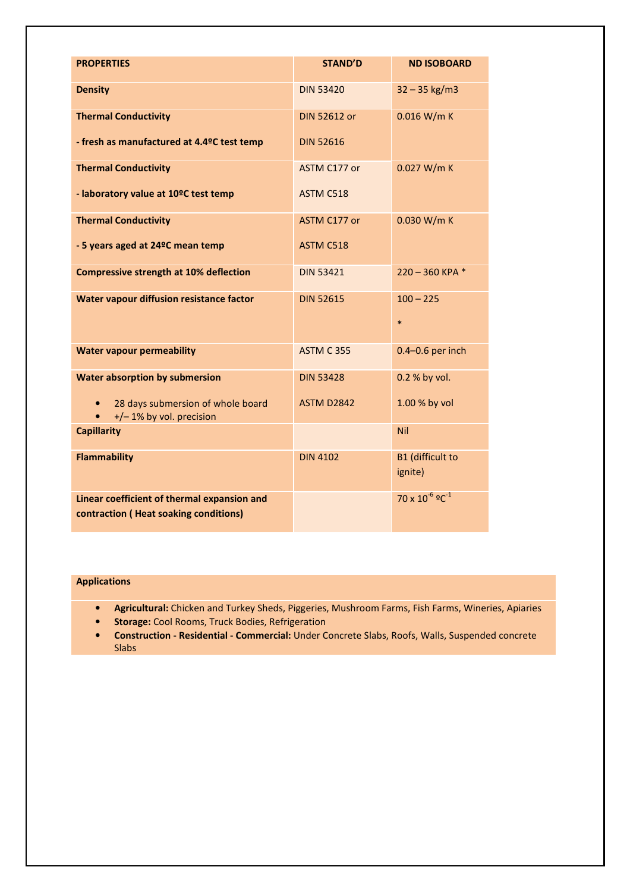| PROPERTIES | STAND'D | ND ISOBOARD |
| --- | --- | --- |
| **Density** | DIN 53420 | 32 – 35 kg/m3 |
| **Thermal Conductivity**<br><br>**- fresh as manufactured at 4.4ºC test temp** | DIN 52612 or<br><br>DIN 52616 | 0.016 W/m K |
| **Thermal Conductivity**<br><br>**- laboratory value at 10ºC test temp** | ASTM C177 or<br><br>ASTM C518 | 0.027 W/m K |
| **Thermal Conductivity**<br><br>**- 5 years aged at 24ºC mean temp** | ASTM C177 or<br><br>ASTM C518 | 0.030 W/m K |
| **Compressive strength at 10% deflection** | DIN 53421 | 220 – 360 KPA * |
| **Water vapour diffusion resistance factor** | DIN 52615 | 100 – 225<br><br>* |
| **Water vapour permeability** | ASTM C 355 | 0.4–0.6 per inch |
| **Water absorption by submersion**<br><br>• 28 days submersion of whole board<br>• +/– 1% by vol. precision | DIN 53428<br><br>ASTM D2842 | 0.2 % by vol.<br><br>1.00 % by vol |
| **Capillarity** | | Nil |
| **Flammability** | DIN 4102 | B1 (difficult to ignite) |
| **Linear coefficient of thermal expansion and contraction ( Heat soaking conditions)** | | $70 \times 10^{-6}$ ºC$^{-1}$ |

**Applications**

- **Agricultural:** Chicken and Turkey Sheds, Piggeries, Mushroom Farms, Fish Farms, Wineries, Apiaries
- **Storage:** Cool Rooms, Truck Bodies, Refrigeration
- **Construction - Residential - Commercial:** Under Concrete Slabs, Roofs, Walls, Suspended concrete Slabs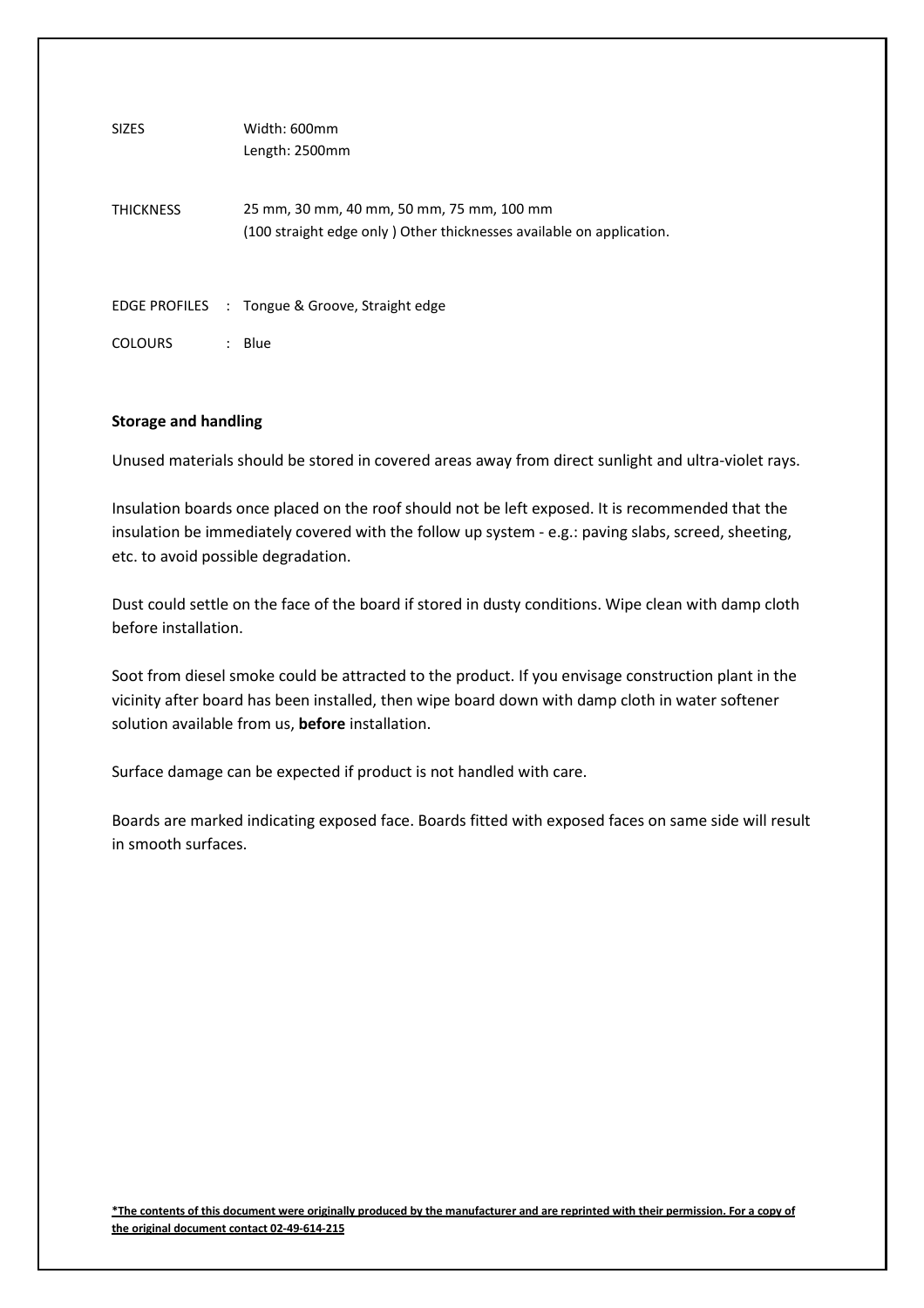| | |
|---|---|
| SIZES | Width: 600mm<br>Length: 2500mm |
| THICKNESS | 25 mm, 30 mm, 40 mm, 50 mm, 75 mm, 100 mm<br>(100 straight edge only ) Other thicknesses available on application. |
| EDGE PROFILES | : Tongue & Groove, Straight edge |
| COLOURS | : Blue |

**Storage and handling**

Unused materials should be stored in covered areas away from direct sunlight and ultra-violet rays.

Insulation boards once placed on the roof should not be left exposed. It is recommended that the insulation be immediately covered with the follow up system - e.g.: paving slabs, screed, sheeting, etc. to avoid possible degradation.

Dust could settle on the face of the board if stored in dusty conditions. Wipe clean with damp cloth before installation.

Soot from diesel smoke could be attracted to the product. If you envisage construction plant in the vicinity after board has been installed, then wipe board down with damp cloth in water softener solution available from us, **before** installation.

Surface damage can be expected if product is not handled with care.

Boards are marked indicating exposed face. Boards fitted with exposed faces on same side will result in smooth surfaces.

**\*The contents of this document were originally produced by the manufacturer and are reprinted with their permission. For a copy of the original document contact 02-49-614-215**